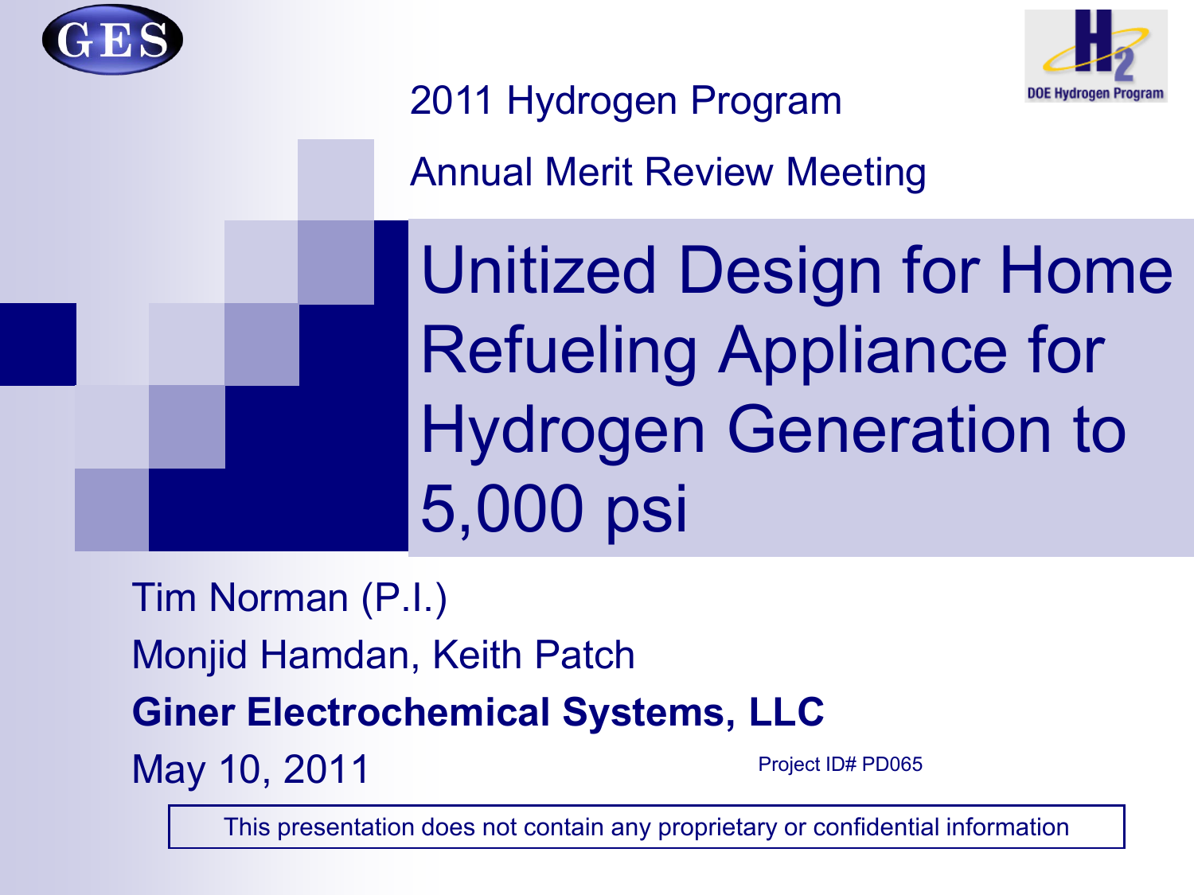2011 Hydrogen Program

Annual Merit Review Meeting

# Unitized Design for Home Refueling Appliance for Hydrogen Generation to 5,000 psi

Tim Norman (P.I.)

Monjid Hamdan, Keith Patch

**Giner Electrochemical Systems, LLC**

May 10, 2011

Project ID# PD065

This presentation does not contain any proprietary or confidential information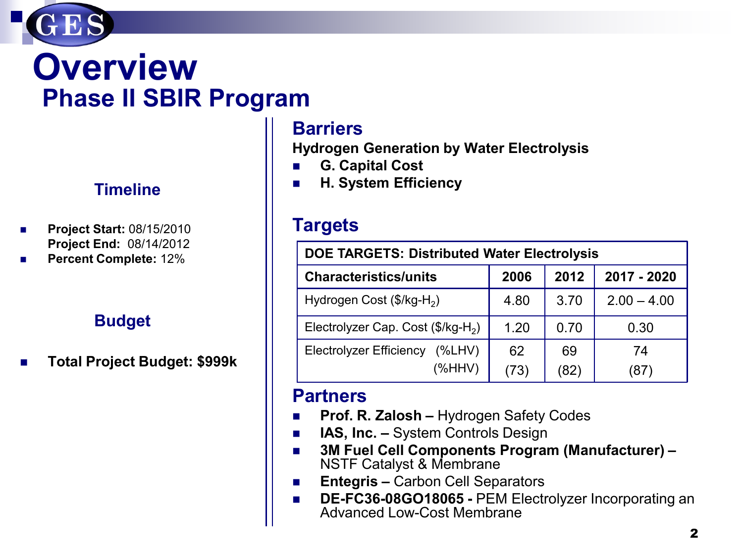# Overview

## Phase II SBIR Program

### Timeline

- **Project Start:** 08/15/2010
  **Project End:** 08/14/2012
- **Percent Complete:** 12%

### Budget

- **Total Project Budget: $999k**

### Barriers

**Hydrogen Generation by Water Electrolysis**

- **G. Capital Cost**
- **H. System Efficiency**

### Targets

| DOE TARGETS: Distributed Water Electrolysis | | | |
|---|---|---|---|
| **Characteristics/units** | **2006** | **2012** | **2017 - 2020** |
| Hydrogen Cost ($/kg-$H_2$) | 4.80 | 3.70 | 2.00 – 4.00 |
| Electrolyzer Cap. Cost ($/kg-$H_2$) | 1.20 | 0.70 | 0.30 |
| Electrolyzer Efficiency (%LHV) (%HHV) | 62 (73) | 69 (82) | 74 (87) |

### Partners

- **Prof. R. Zalosh –** Hydrogen Safety Codes
- **IAS, Inc. –** System Controls Design
- **3M Fuel Cell Components Program (Manufacturer) –** NSTF Catalyst & Membrane
- **Entegris –** Carbon Cell Separators
- **DE-FC36-08GO18065 -** PEM Electrolyzer Incorporating an Advanced Low-Cost Membrane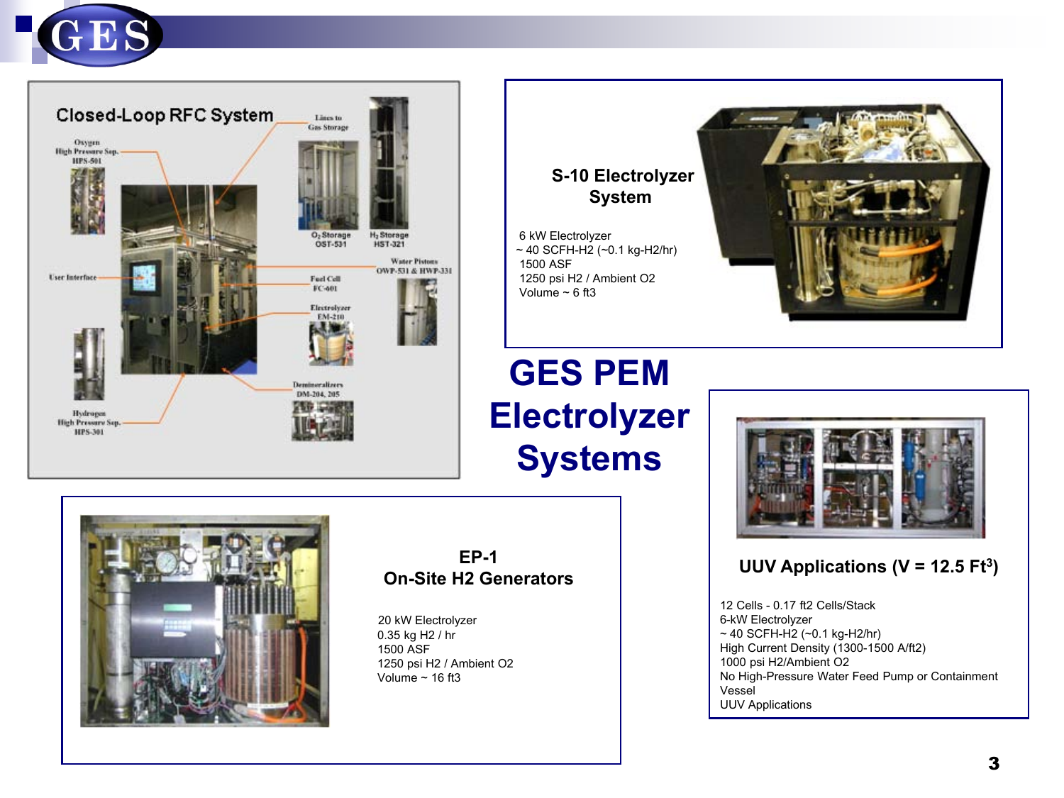# GES PEM Electrolyzer Systems

## S-10 Electrolyzer System

6 kW Electrolyzer
~ 40 SCFH-H2 (~0.1 kg-H2/hr)
1500 ASF
1250 psi H2 / Ambient O2
Volume ~ 6 ft3

## EP-1 On-Site H2 Generators

20 kW Electrolyzer
0.35 kg H2 / hr
1500 ASF
1250 psi H2 / Ambient O2
Volume ~ 16 ft3

## UUV Applications (V = 12.5 Ft$^3$)

12 Cells - 0.17 ft2 Cells/Stack
6-kW Electrolyzer
~ 40 SCFH-H2 (~0.1 kg-H2/hr)
High Current Density (1300-1500 A/ft2)
1000 psi H2/Ambient O2
No High-Pressure Water Feed Pump or Containment Vessel
UUV Applications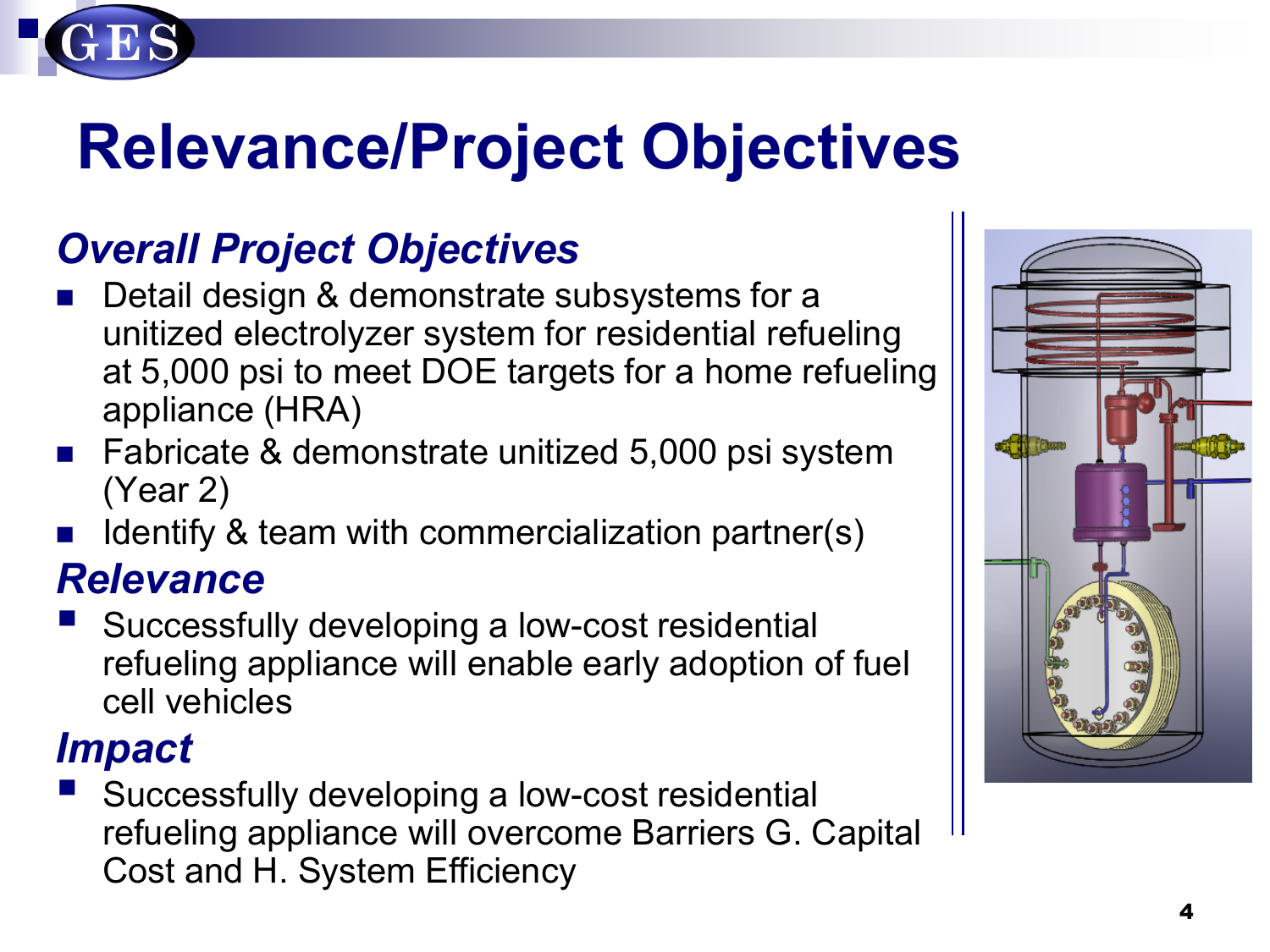# Relevance/Project Objectives

## *Overall Project Objectives*

- Detail design & demonstrate subsystems for a unitized electrolyzer system for residential refueling at 5,000 psi to meet DOE targets for a home refueling appliance (HRA)
- Fabricate & demonstrate unitized 5,000 psi system (Year 2)
- Identify & team with commercialization partner(s)

## *Relevance*

- Successfully developing a low-cost residential refueling appliance will enable early adoption of fuel cell vehicles

## *Impact*

- Successfully developing a low-cost residential refueling appliance will overcome Barriers G. Capital Cost and H. System Efficiency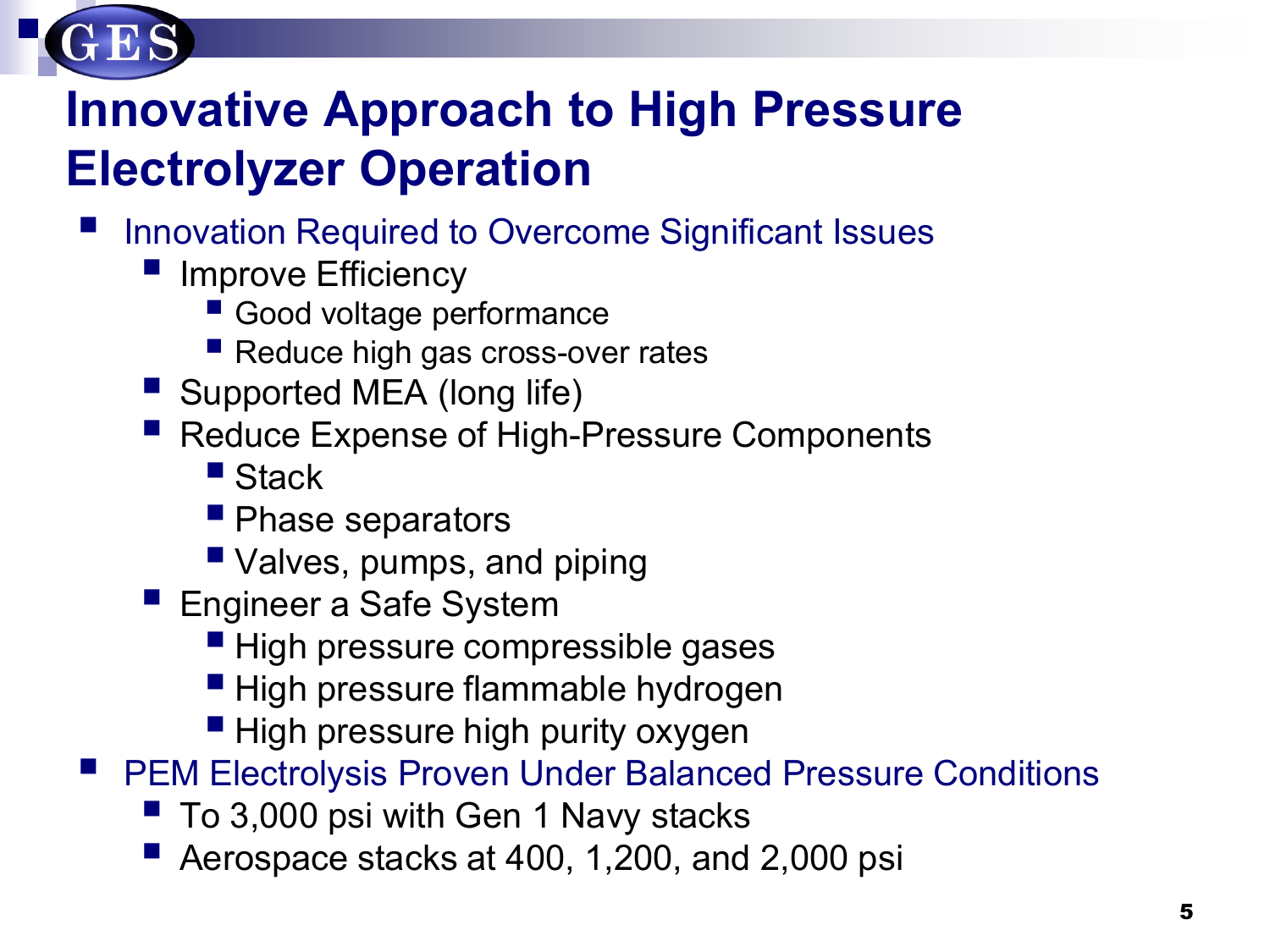# Innovative Approach to High Pressure Electrolyzer Operation

- Innovation Required to Overcome Significant Issues
  - Improve Efficiency
    - Good voltage performance
    - Reduce high gas cross-over rates
  - Supported MEA (long life)
  - Reduce Expense of High-Pressure Components
    - Stack
    - Phase separators
    - Valves, pumps, and piping
  - Engineer a Safe System
    - High pressure compressible gases
    - High pressure flammable hydrogen
    - High pressure high purity oxygen
- PEM Electrolysis Proven Under Balanced Pressure Conditions
  - To 3,000 psi with Gen 1 Navy stacks
  - Aerospace stacks at 400, 1,200, and 2,000 psi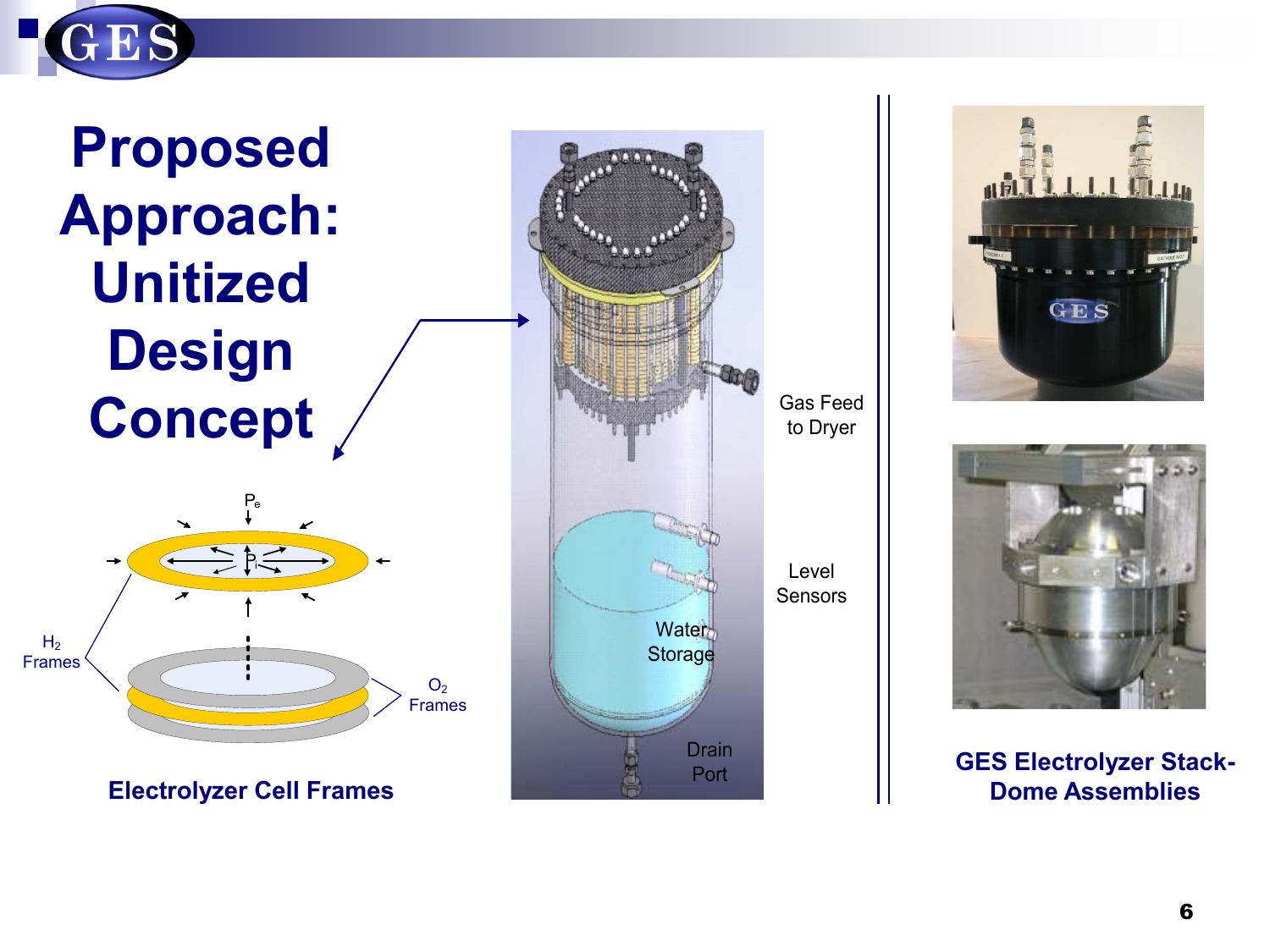# Proposed Approach: Unitized Design Concept

$P_e$

$P_i$

$H_2$ Frames

$O_2$ Frames

**Electrolyzer Cell Frames**

Gas Feed to Dryer

Level Sensors

Water Storage

Drain Port

**GES Electrolyzer Stack-Dome Assemblies**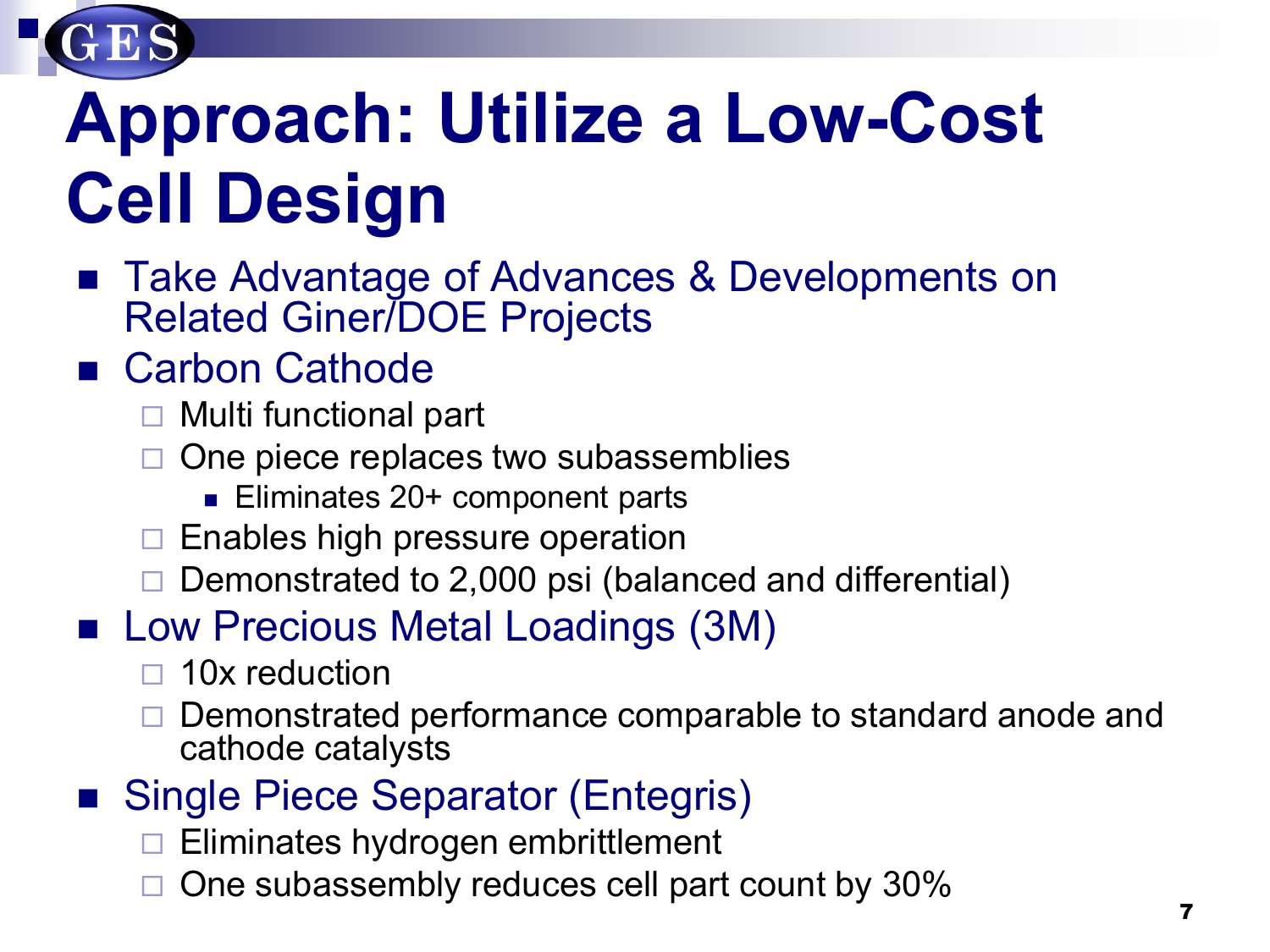# Approach: Utilize a Low-Cost Cell Design

- Take Advantage of Advances & Developments on Related Giner/DOE Projects
- Carbon Cathode
  - Multi functional part
  - One piece replaces two subassemblies
    - Eliminates 20+ component parts
  - Enables high pressure operation
  - Demonstrated to 2,000 psi (balanced and differential)
- Low Precious Metal Loadings (3M)
  - 10x reduction
  - Demonstrated performance comparable to standard anode and cathode catalysts
- Single Piece Separator (Entegris)
  - Eliminates hydrogen embrittlement
  - One subassembly reduces cell part count by 30%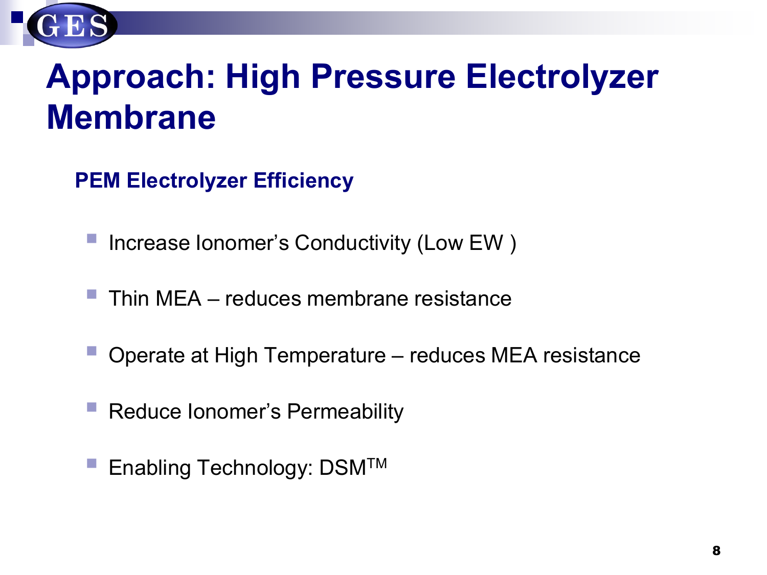# Approach: High Pressure Electrolyzer Membrane

## PEM Electrolyzer Efficiency

- Increase Ionomer's Conductivity (Low EW )
- Thin MEA – reduces membrane resistance
- Operate at High Temperature – reduces MEA resistance
- Reduce Ionomer's Permeability
- Enabling Technology: DSM™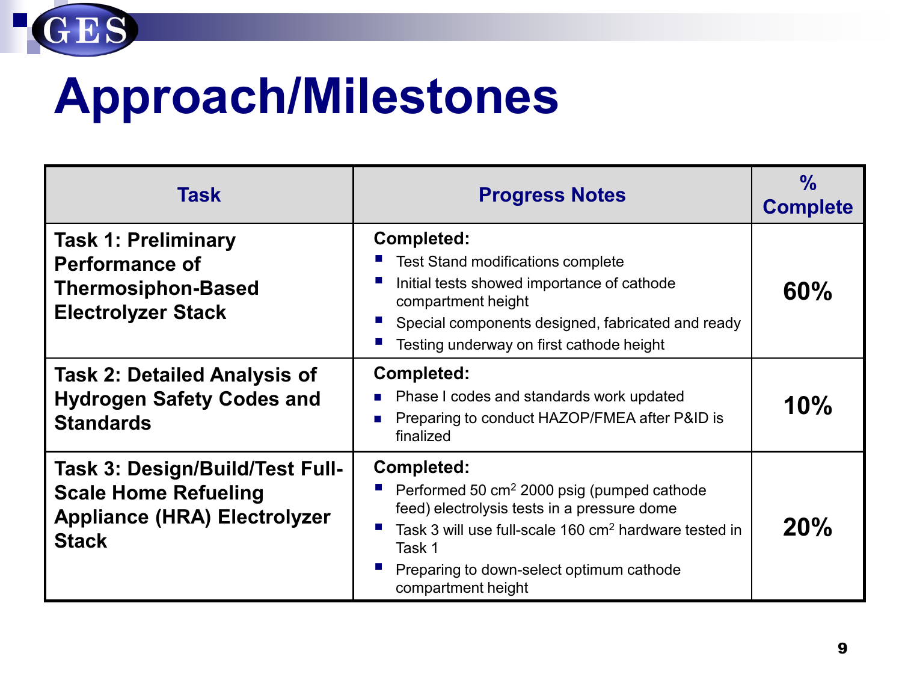# Approach/Milestones

| Task | Progress Notes | % Complete |
|---|---|---|
| **Task 1: Preliminary Performance of Thermosiphon-Based Electrolyzer Stack** | **Completed:**<br>▪ Test Stand modifications complete<br>▪ Initial tests showed importance of cathode compartment height<br>▪ Special components designed, fabricated and ready<br>▪ Testing underway on first cathode height | **60%** |
| **Task 2: Detailed Analysis of Hydrogen Safety Codes and Standards** | **Completed:**<br>▪ Phase I codes and standards work updated<br>▪ Preparing to conduct HAZOP/FMEA after P&ID is finalized | **10%** |
| **Task 3: Design/Build/Test Full-Scale Home Refueling Appliance (HRA) Electrolyzer Stack** | **Completed:**<br>▪ Performed 50 $cm^2$ 2000 psig (pumped cathode feed) electrolysis tests in a pressure dome<br>▪ Task 3 will use full-scale 160 $cm^2$ hardware tested in Task 1<br>▪ Preparing to down-select optimum cathode compartment height | **20%** |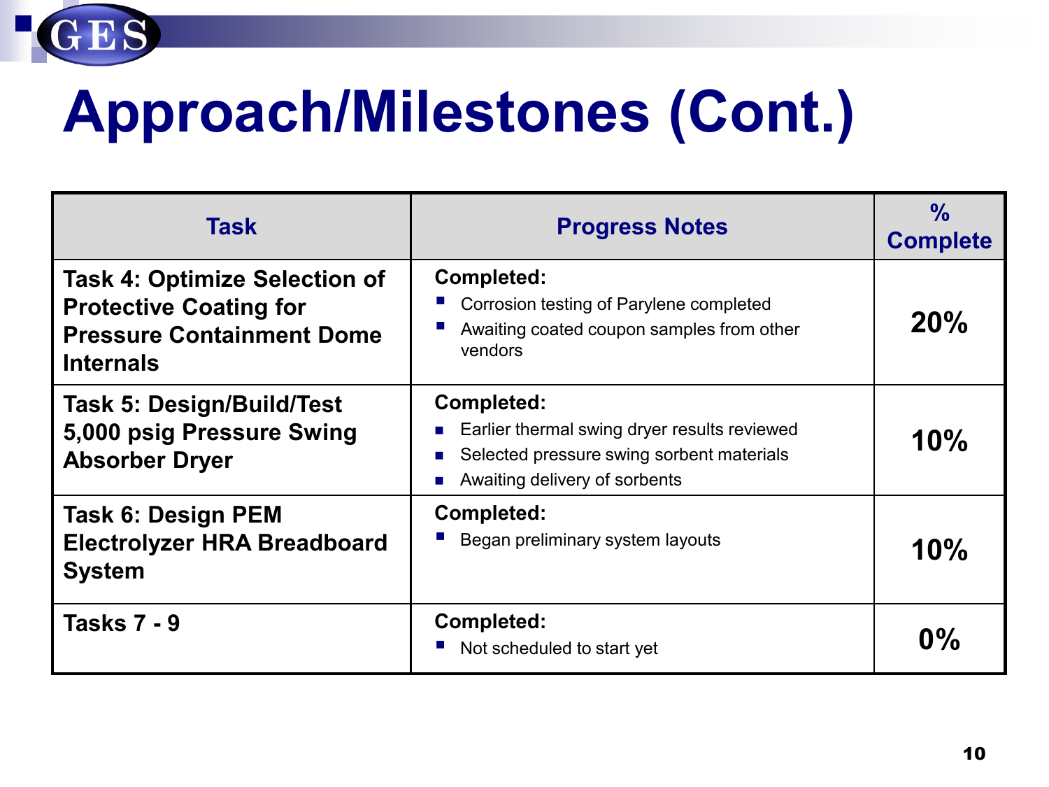# Approach/Milestones (Cont.)

| Task | Progress Notes | % Complete |
|---|---|---|
| **Task 4: Optimize Selection of Protective Coating for Pressure Containment Dome Internals** | **Completed:**<br>- Corrosion testing of Parylene completed<br>- Awaiting coated coupon samples from other vendors | **20%** |
| **Task 5: Design/Build/Test 5,000 psig Pressure Swing Absorber Dryer** | **Completed:**<br>- Earlier thermal swing dryer results reviewed<br>- Selected pressure swing sorbent materials<br>- Awaiting delivery of sorbents | **10%** |
| **Task 6: Design PEM Electrolyzer HRA Breadboard System** | **Completed:**<br>- Began preliminary system layouts | **10%** |
| **Tasks 7 - 9** | **Completed:**<br>- Not scheduled to start yet | **0%** |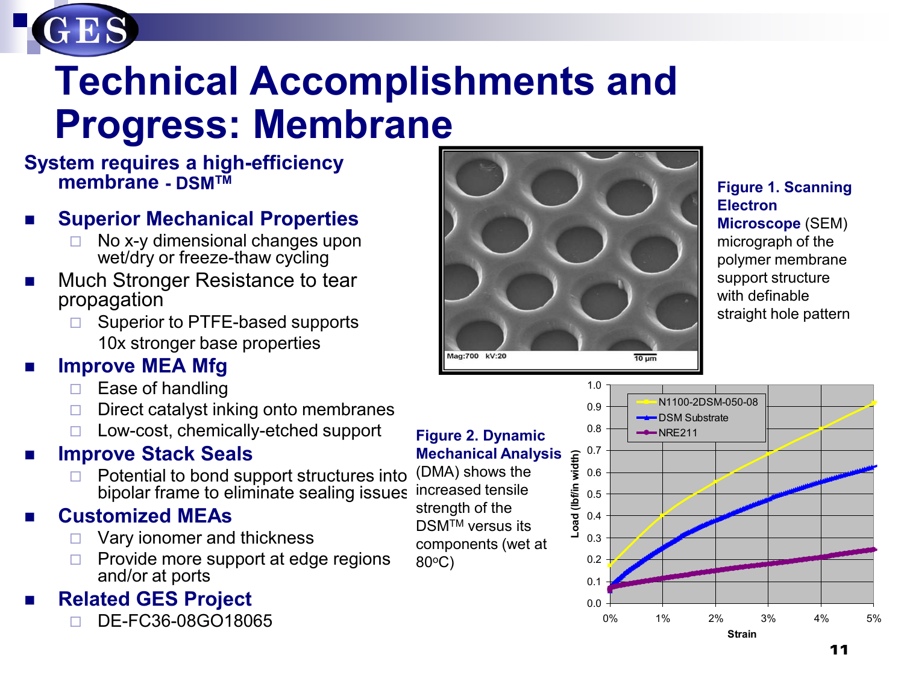# Technical Accomplishments and Progress: Membrane

## System requires a high-efficiency membrane - DSM™

- **Superior Mechanical Properties**
  - No x-y dimensional changes upon wet/dry or freeze-thaw cycling
- Much Stronger Resistance to tear propagation
  - Superior to PTFE-based supports
  - 10x stronger base properties
- **Improve MEA Mfg**
  - Ease of handling
  - Direct catalyst inking onto membranes
  - Low-cost, chemically-etched support
- **Improve Stack Seals**
  - Potential to bond support structures into bipolar frame to eliminate sealing issues
- **Customized MEAs**
  - Vary ionomer and thickness
  - Provide more support at edge regions and/or at ports
- **Related GES Project**
  - DE-FC36-08GO18065

Mag:700 kV:20 10 µm

**Figure 1. Scanning Electron Microscope** (SEM) micrograph of the polymer membrane support structure with definable straight hole pattern

**Figure 2. Dynamic Mechanical Analysis** (DMA) shows the increased tensile strength of the DSM™ versus its components (wet at 80°C)

Chart: Load (lbf/in width) vs. Strain (0%–5%); series: N1100-2DSM-050-08, DSM Substrate, NRE211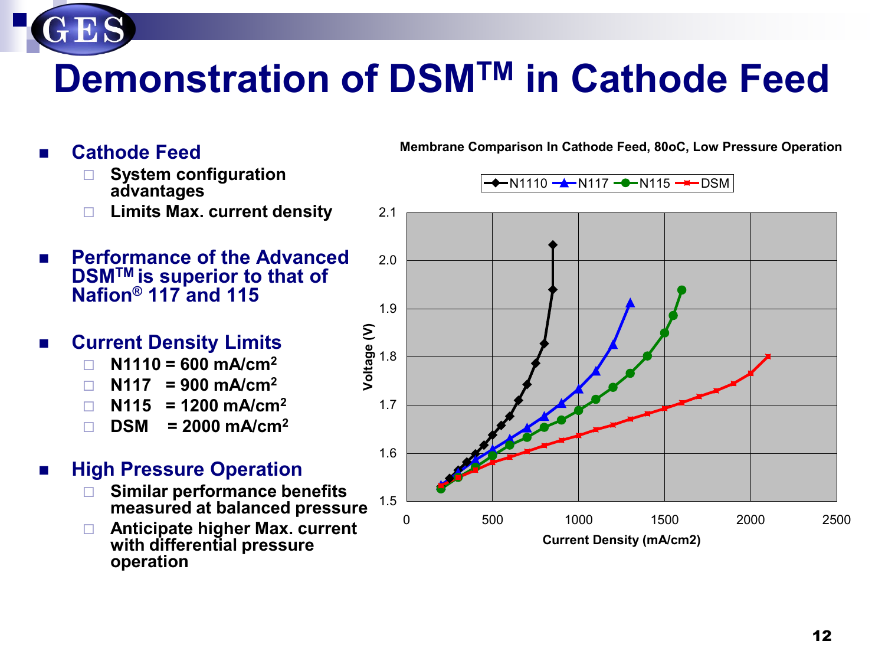# Demonstration of DSM$^{TM}$ in Cathode Feed

- **Cathode Feed**
  - System configuration advantages
  - Limits Max. current density
- **Performance of the Advanced DSM$^{TM}$ is superior to that of Nafion® 117 and 115**
- **Current Density Limits**
  - N1110 = 600 mA/cm$^2$
  - N117 = 900 mA/cm$^2$
  - N115 = 1200 mA/cm$^2$
  - DSM = 2000 mA/cm$^2$
- **High Pressure Operation**
  - Similar performance benefits measured at balanced pressure
  - Anticipate higher Max. current with differential pressure operation

**Membrane Comparison In Cathode Feed, 80oC, Low Pressure Operation**

Legend: N1110, N117, N115, DSM

Y-axis: Voltage (V) (1.5 – 2.1)

X-axis: Current Density (mA/cm2) (0 – 2500)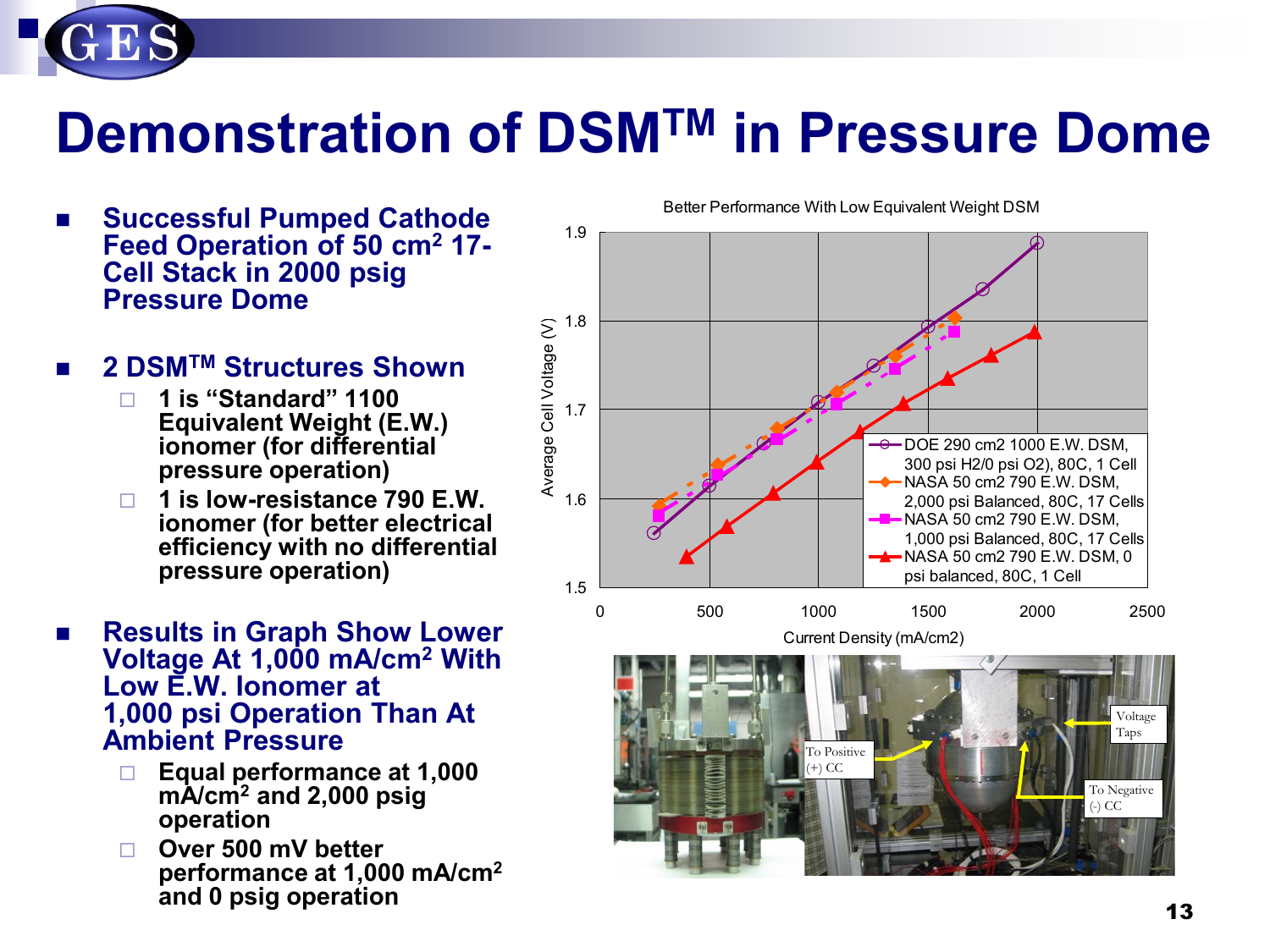# Demonstration of DSM™ in Pressure Dome

- **Successful Pumped Cathode Feed Operation of 50 cm² 17-Cell Stack in 2000 psig Pressure Dome**

- **2 DSM™ Structures Shown**
  - **1 is “Standard” 1100 Equivalent Weight (E.W.) ionomer (for differential pressure operation)**
  - **1 is low-resistance 790 E.W. ionomer (for better electrical efficiency with no differential pressure operation)**

- **Results in Graph Show Lower Voltage At 1,000 mA/cm² With Low E.W. Ionomer at 1,000 psi Operation Than At Ambient Pressure**
  - **Equal performance at 1,000 mA/cm² and 2,000 psig operation**
  - **Over 500 mV better performance at 1,000 mA/cm² and 0 psig operation**

Better Performance With Low Equivalent Weight DSM

Average Cell Voltage (V) vs. Current Density (mA/cm2)

- DOE 290 cm2 1000 E.W. DSM, 300 psi H2/0 psi O2), 80C, 1 Cell
- NASA 50 cm2 790 E.W. DSM, 2,000 psi Balanced, 80C, 17 Cells
- NASA 50 cm2 790 E.W. DSM, 1,000 psi Balanced, 80C, 17 Cells
- NASA 50 cm2 790 E.W. DSM, 0 psi balanced, 80C, 1 Cell

To Positive (+) CC

Voltage Taps

To Negative (-) CC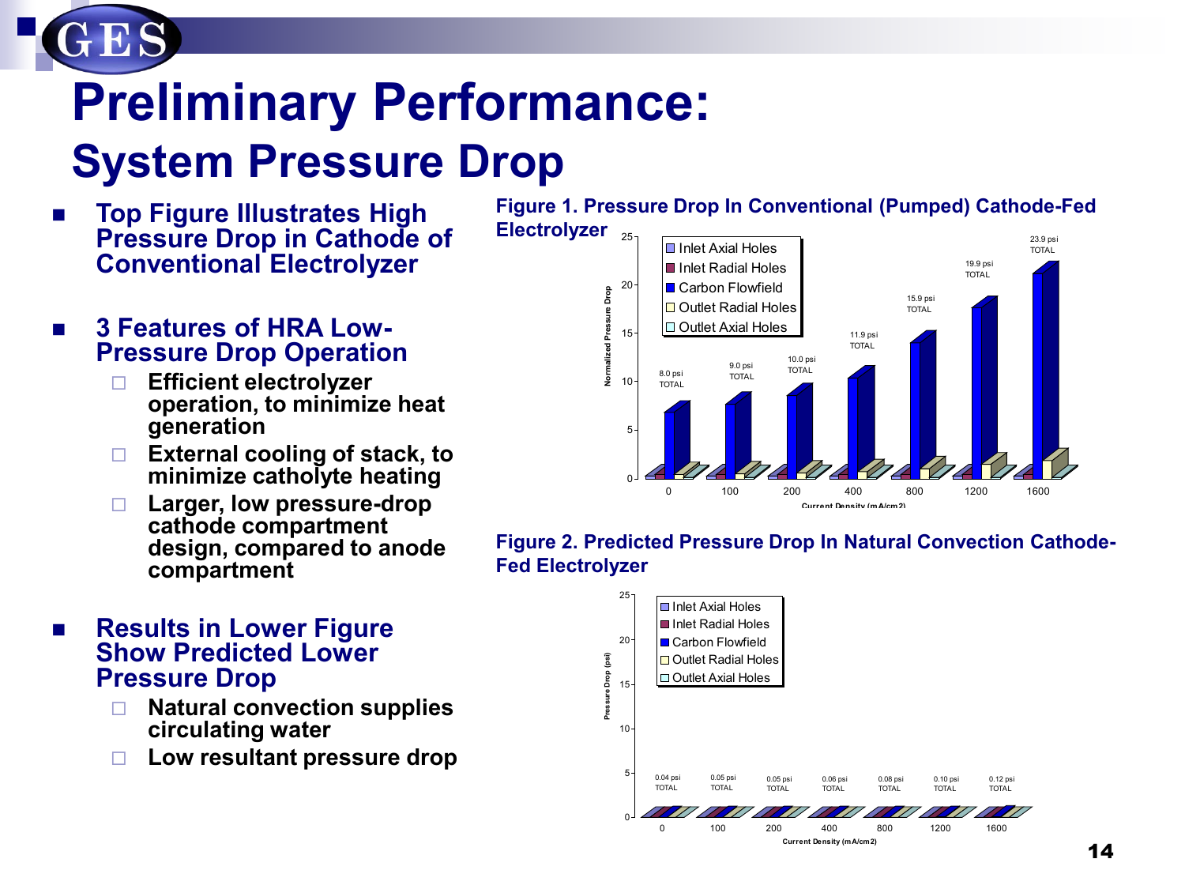# Preliminary Performance:
## System Pressure Drop

- **Top Figure Illustrates High Pressure Drop in Cathode of Conventional Electrolyzer**

- **3 Features of HRA Low-Pressure Drop Operation**
  - **Efficient electrolyzer operation, to minimize heat generation**
  - **External cooling of stack, to minimize catholyte heating**
  - **Larger, low pressure-drop cathode compartment design, compared to anode compartment**

- **Results in Lower Figure Show Predicted Lower Pressure Drop**
  - **Natural convection supplies circulating water**
  - **Low resultant pressure drop**

**Figure 1. Pressure Drop In Conventional (Pumped) Cathode-Fed Electrolyzer**

| Current Density (mA/cm2) | 0 | 100 | 200 | 400 | 800 | 1200 | 1600 |
|---|---|---|---|---|---|---|---|
| Normalized Pressure Drop TOTAL | 8.0 psi | 9.0 psi | 10.0 psi | 11.9 psi | 15.9 psi | 19.9 psi | 23.9 psi |

Legend: Inlet Axial Holes, Inlet Radial Holes, Carbon Flowfield, Outlet Radial Holes, Outlet Axial Holes

**Figure 2. Predicted Pressure Drop In Natural Convection Cathode-Fed Electrolyzer**

| Current Density (mA/cm2) | 0 | 100 | 200 | 400 | 800 | 1200 | 1600 |
|---|---|---|---|---|---|---|---|
| Pressure Drop (psi) TOTAL | 0.04 psi | 0.05 psi | 0.05 psi | 0.06 psi | 0.08 psi | 0.10 psi | 0.12 psi |

Legend: Inlet Axial Holes, Inlet Radial Holes, Carbon Flowfield, Outlet Radial Holes, Outlet Axial Holes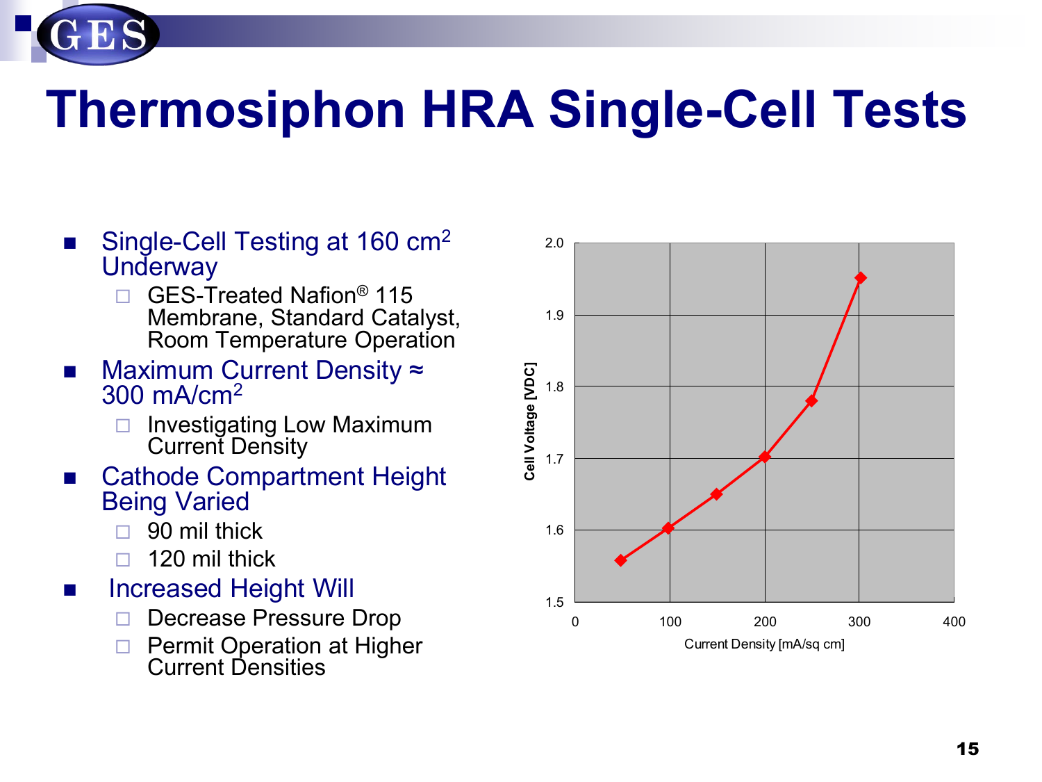# Thermosiphon HRA Single-Cell Tests

- Single-Cell Testing at 160 $cm^2$ Underway
  - GES-Treated Nafion® 115 Membrane, Standard Catalyst, Room Temperature Operation
- Maximum Current Density ≈ 300 $mA/cm^2$
  - Investigating Low Maximum Current Density
- Cathode Compartment Height Being Varied
  - 90 mil thick
  - 120 mil thick
- Increased Height Will
  - Decrease Pressure Drop
  - Permit Operation at Higher Current Densities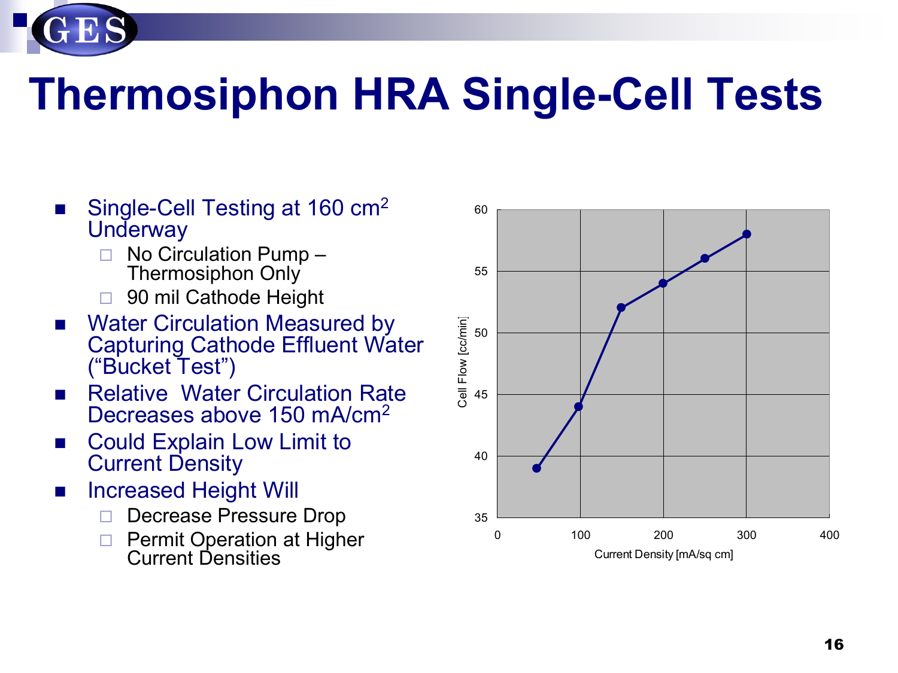# Thermosiphon HRA Single-Cell Tests

- Single-Cell Testing at 160 $cm^2$ Underway
  - No Circulation Pump – Thermosiphon Only
  - 90 mil Cathode Height
- Water Circulation Measured by Capturing Cathode Effluent Water ("Bucket Test")
- Relative Water Circulation Rate Decreases above 150 $mA/cm^2$
- Could Explain Low Limit to Current Density
- Increased Height Will
  - Decrease Pressure Drop
  - Permit Operation at Higher Current Densities

Cell Flow [cc/min] vs. Current Density [mA/sq cm]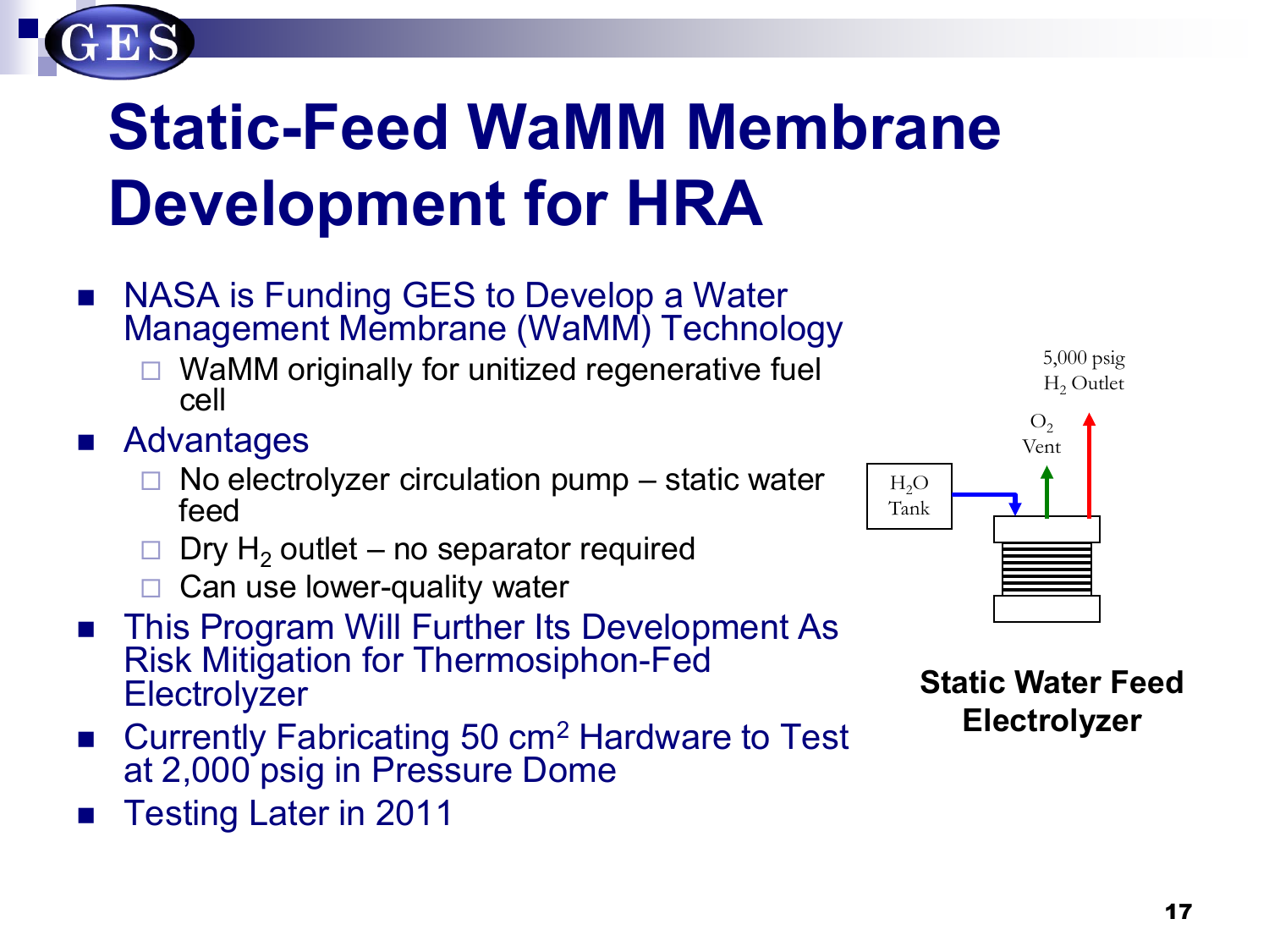# Static-Feed WaMM Membrane Development for HRA

- NASA is Funding GES to Develop a Water Management Membrane (WaMM) Technology
  - WaMM originally for unitized regenerative fuel cell
- Advantages
  - No electrolyzer circulation pump – static water feed
  - Dry $H_2$ outlet – no separator required
  - Can use lower-quality water
- This Program Will Further Its Development As Risk Mitigation for Thermosiphon-Fed Electrolyzer
- Currently Fabricating 50 $cm^2$ Hardware to Test at 2,000 psig in Pressure Dome
- Testing Later in 2011

$H_2O$ Tank

$O_2$ Vent

5,000 psig $H_2$ Outlet

**Static Water Feed Electrolyzer**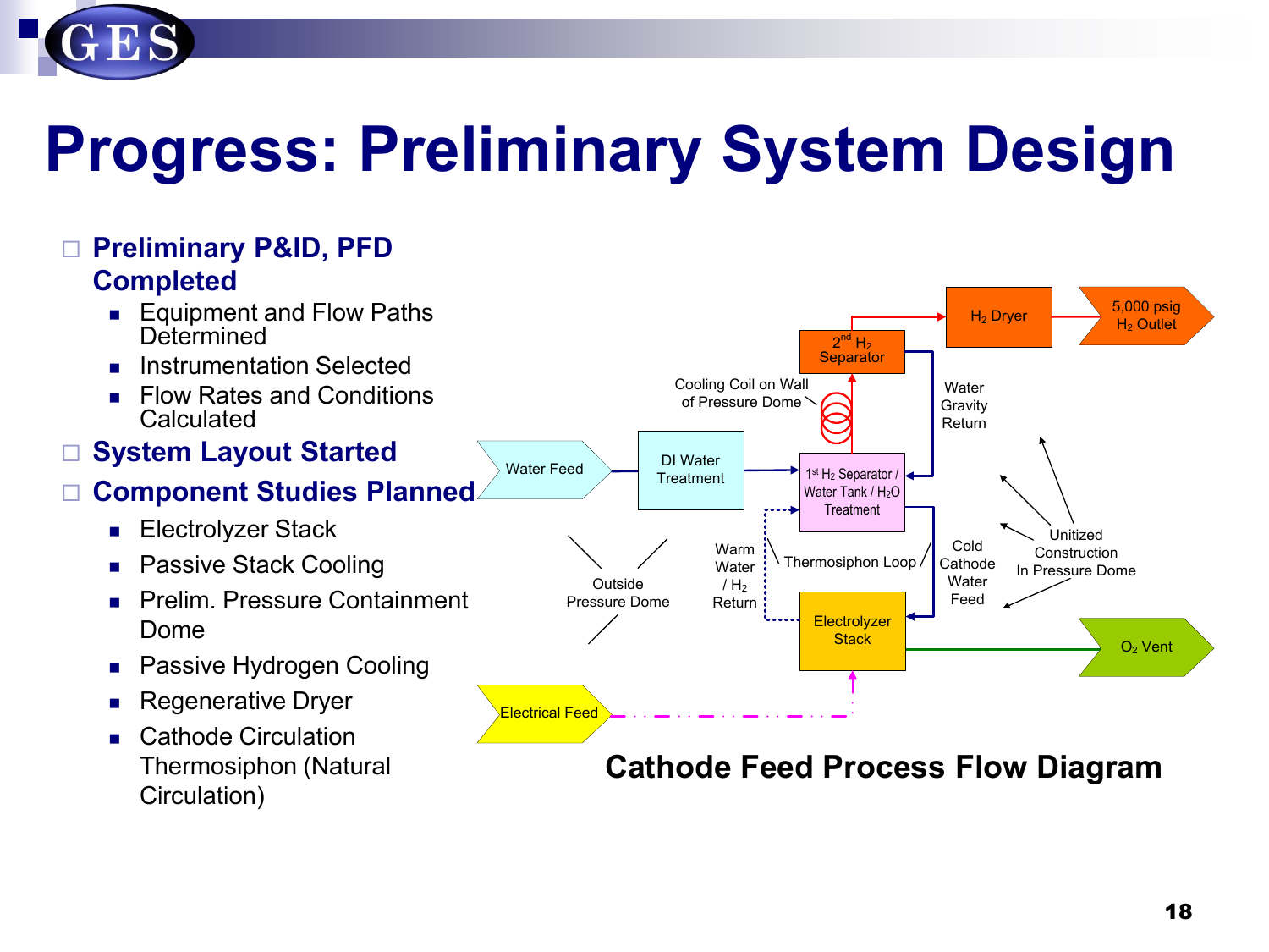# Progress: Preliminary System Design

- **Preliminary P&ID, PFD Completed**
  - Equipment and Flow Paths Determined
  - Instrumentation Selected
  - Flow Rates and Conditions Calculated
- **System Layout Started**
- **Component Studies Planned**
  - Electrolyzer Stack
  - Passive Stack Cooling
  - Prelim. Pressure Containment Dome
  - Passive Hydrogen Cooling
  - Regenerative Dryer
  - Cathode Circulation Thermosiphon (Natural Circulation)

Water Feed → DI Water Treatment → 1st $H_2$ Separator / Water Tank / $H_2O$ Treatment → Cooling Coil on Wall of Pressure Dome → 2nd $H_2$ Separator → $H_2$ Dryer → 5,000 psig $H_2$ Outlet

Water Gravity Return

Thermosiphon Loop: Cold Cathode Water Feed → Electrolyzer Stack; Warm Water / $H_2$ Return → 1st $H_2$ Separator

Electrolyzer Stack → $O_2$ Vent

Electrical Feed → Electrolyzer Stack

Outside Pressure Dome

Unitized Construction In Pressure Dome

**Cathode Feed Process Flow Diagram**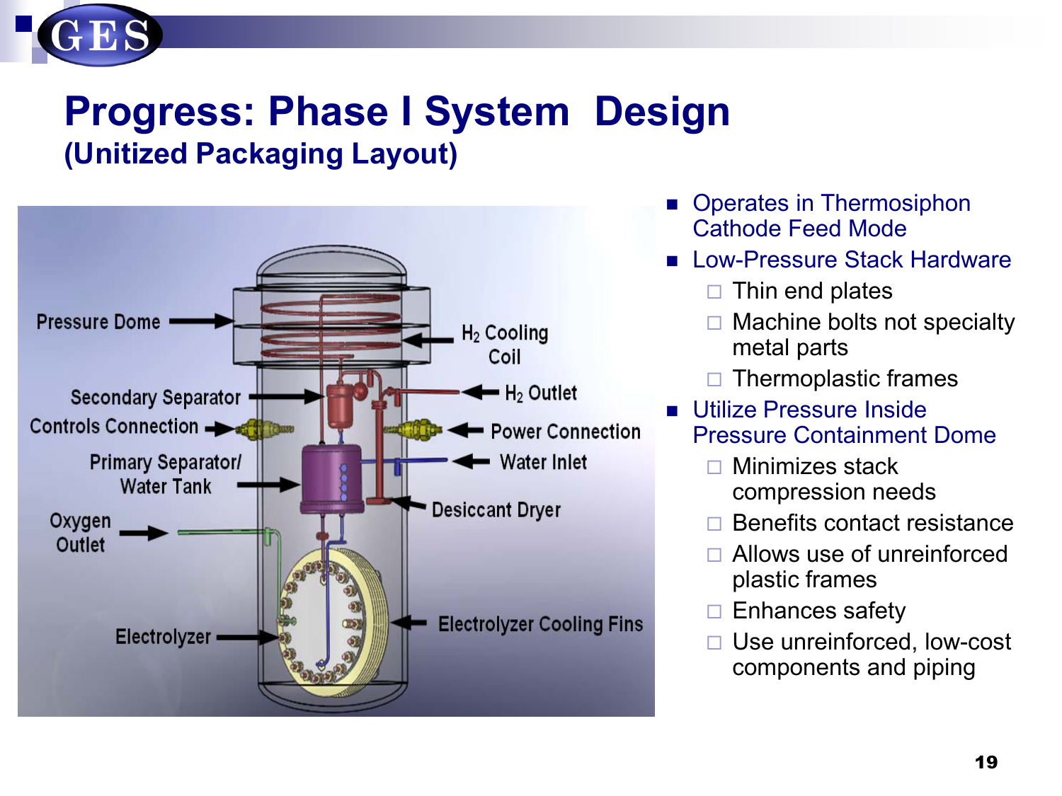# Progress: Phase I System Design

## (Unitized Packaging Layout)

Pressure Dome

$H_2$ Cooling Coil

Secondary Separator

$H_2$ Outlet

Controls Connection

Power Connection

Primary Separator/ Water Tank

Water Inlet

Desiccant Dryer

Oxygen Outlet

Electrolyzer

Electrolyzer Cooling Fins

- Operates in Thermosiphon Cathode Feed Mode
- Low-Pressure Stack Hardware
  - Thin end plates
  - Machine bolts not specialty metal parts
  - Thermoplastic frames
- Utilize Pressure Inside Pressure Containment Dome
  - Minimizes stack compression needs
  - Benefits contact resistance
  - Allows use of unreinforced plastic frames
  - Enhances safety
  - Use unreinforced, low-cost components and piping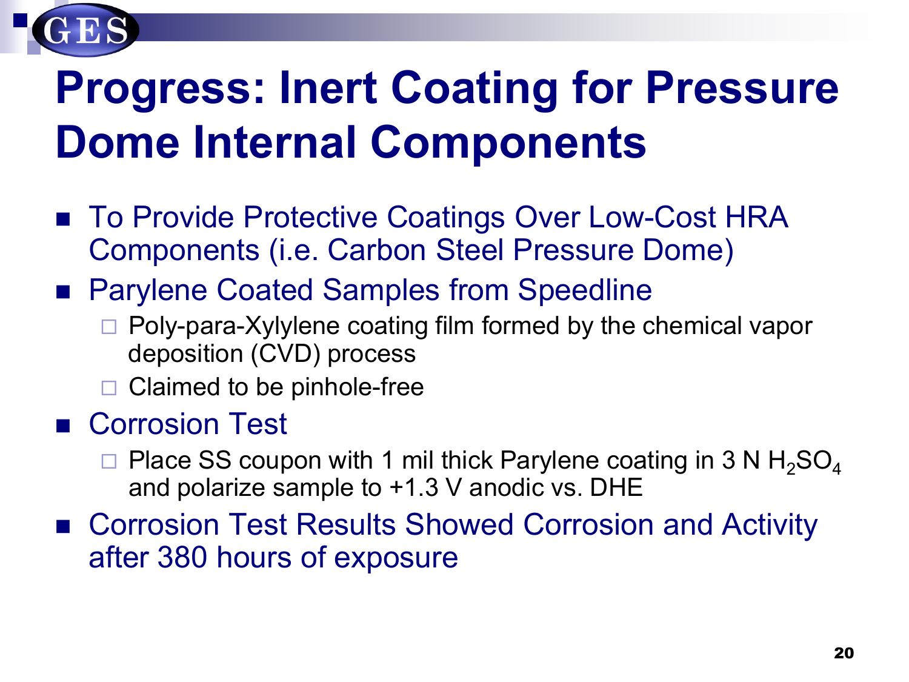# Progress: Inert Coating for Pressure Dome Internal Components

- To Provide Protective Coatings Over Low-Cost HRA Components (i.e. Carbon Steel Pressure Dome)
- Parylene Coated Samples from Speedline
  - Poly-para-Xylylene coating film formed by the chemical vapor deposition (CVD) process
  - Claimed to be pinhole-free
- Corrosion Test
  - Place SS coupon with 1 mil thick Parylene coating in 3 N $H_2SO_4$ and polarize sample to +1.3 V anodic vs. DHE
- Corrosion Test Results Showed Corrosion and Activity after 380 hours of exposure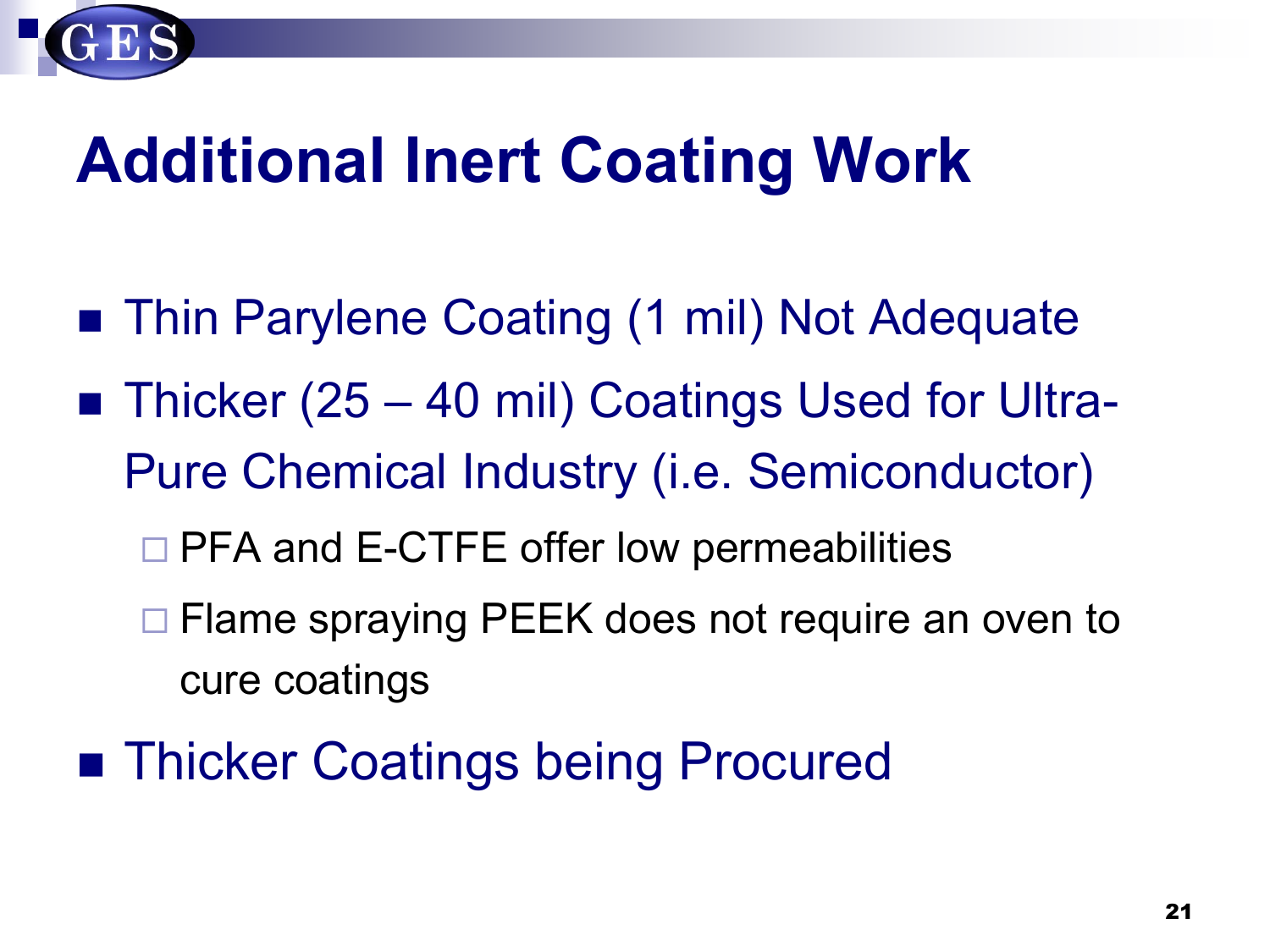# Additional Inert Coating Work

- Thin Parylene Coating (1 mil) Not Adequate
- Thicker (25 – 40 mil) Coatings Used for Ultra-Pure Chemical Industry (i.e. Semiconductor)
  - PFA and E-CTFE offer low permeabilities
  - Flame spraying PEEK does not require an oven to cure coatings
- Thicker Coatings being Procured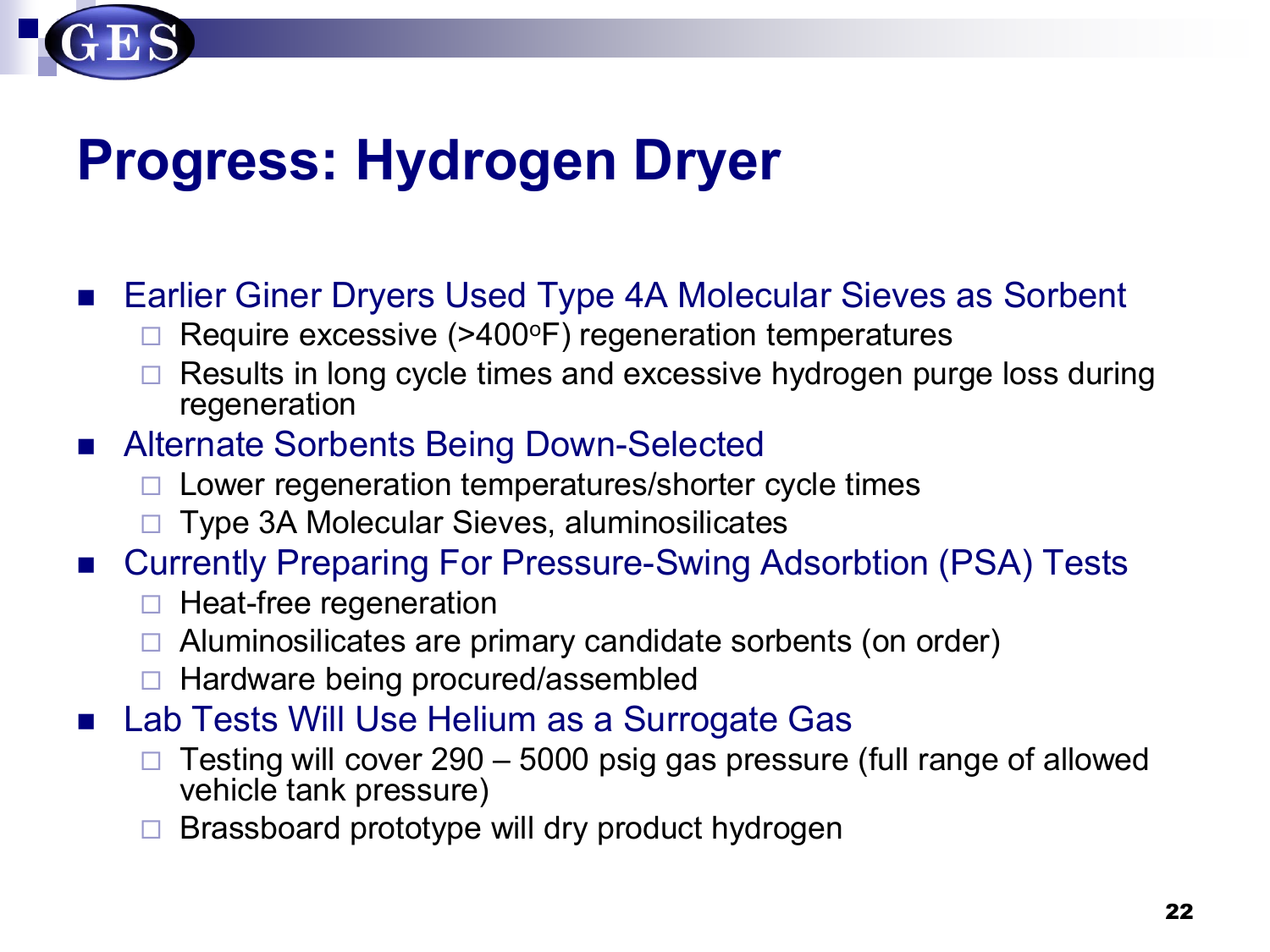# Progress: Hydrogen Dryer

- Earlier Giner Dryers Used Type 4A Molecular Sieves as Sorbent
  - Require excessive (>400$^{o}$F) regeneration temperatures
  - Results in long cycle times and excessive hydrogen purge loss during regeneration
- Alternate Sorbents Being Down-Selected
  - Lower regeneration temperatures/shorter cycle times
  - Type 3A Molecular Sieves, aluminosilicates
- Currently Preparing For Pressure-Swing Adsorbtion (PSA) Tests
  - Heat-free regeneration
  - Aluminosilicates are primary candidate sorbents (on order)
  - Hardware being procured/assembled
- Lab Tests Will Use Helium as a Surrogate Gas
  - Testing will cover 290 – 5000 psig gas pressure (full range of allowed vehicle tank pressure)
  - Brassboard prototype will dry product hydrogen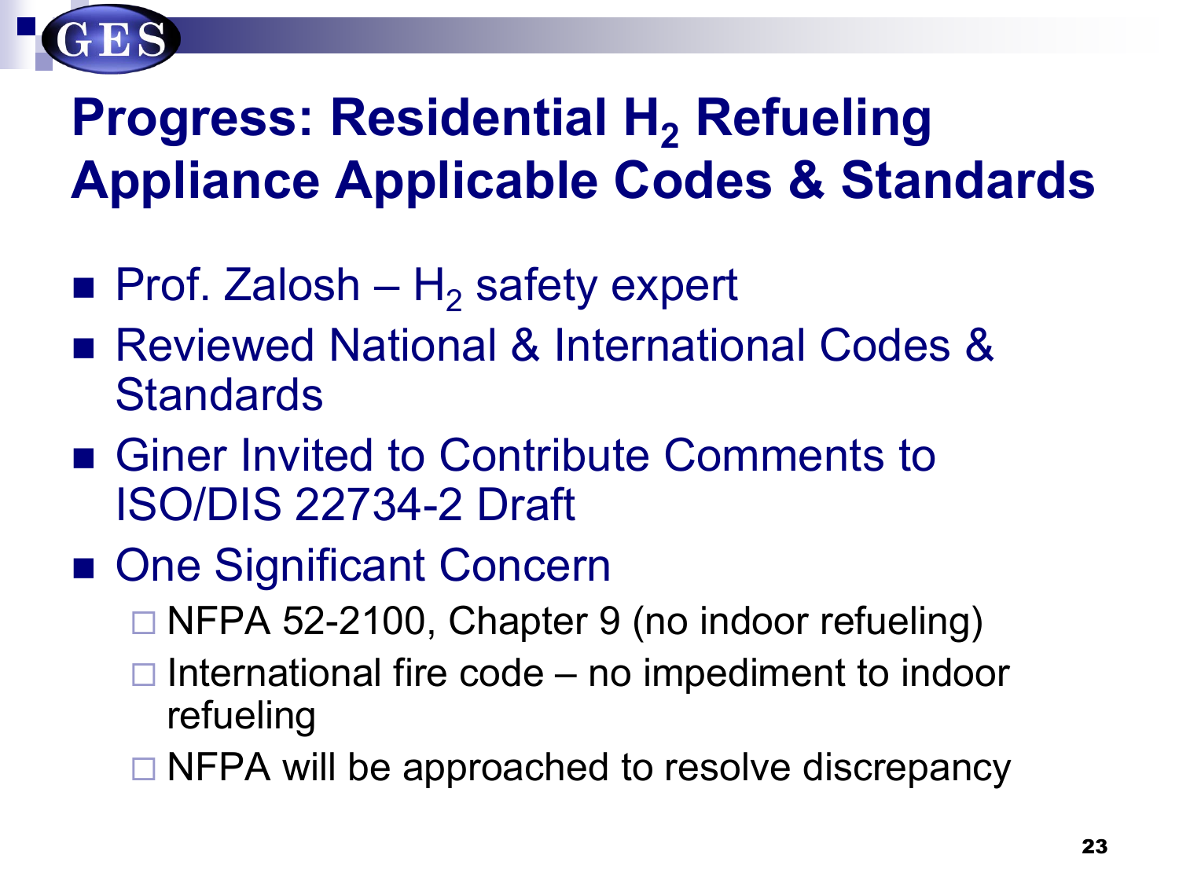# Progress: Residential $H_2$ Refueling Appliance Applicable Codes & Standards

- Prof. Zalosh – $H_2$ safety expert
- Reviewed National & International Codes & Standards
- Giner Invited to Contribute Comments to ISO/DIS 22734-2 Draft
- One Significant Concern
  - NFPA 52-2100, Chapter 9 (no indoor refueling)
  - International fire code – no impediment to indoor refueling
  - NFPA will be approached to resolve discrepancy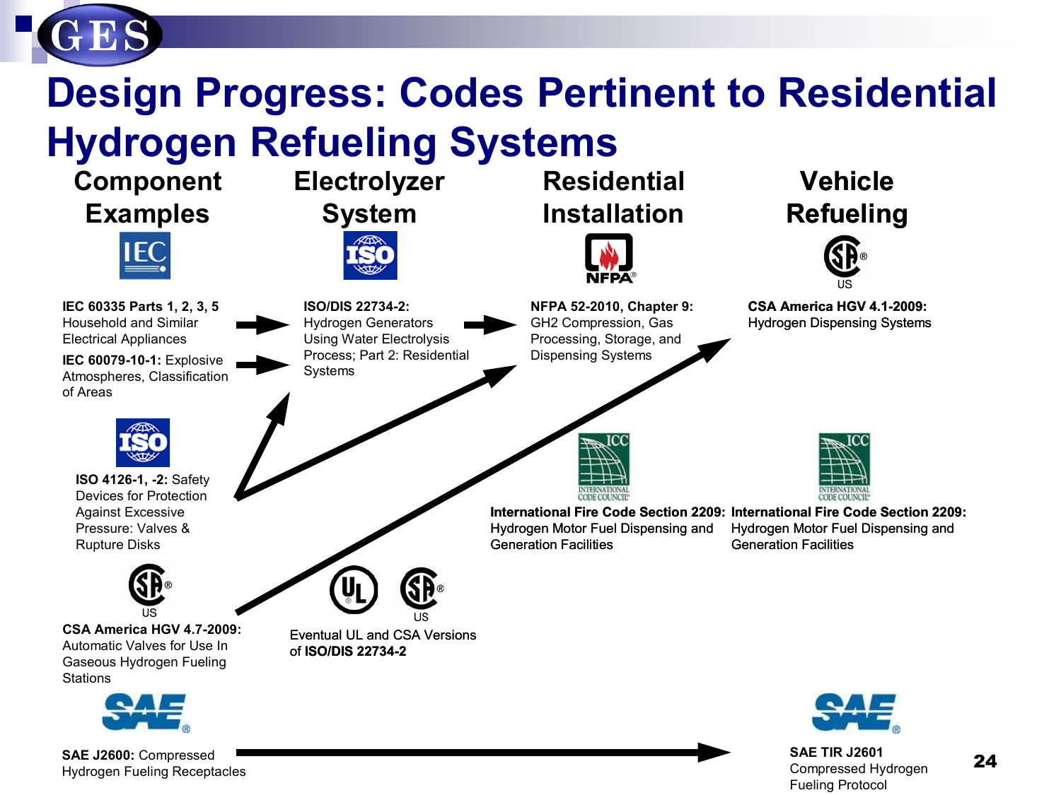# Design Progress: Codes Pertinent to Residential Hydrogen Refueling Systems

## Component Examples

**IEC 60335 Parts 1, 2, 3, 5** Household and Similar Electrical Appliances

**IEC 60079-10-1:** Explosive Atmospheres, Classification of Areas

**ISO 4126-1, -2:** Safety Devices for Protection Against Excessive Pressure: Valves & Rupture Disks

**CSA America HGV 4.7-2009:** Automatic Valves for Use In Gaseous Hydrogen Fueling Stations

**SAE J2600:** Compressed Hydrogen Fueling Receptacles

## Electrolyzer System

**ISO/DIS 22734-2:** Hydrogen Generators Using Water Electrolysis Process; Part 2: Residential Systems

Eventual UL and CSA Versions of **ISO/DIS 22734-2**

## Residential Installation

**NFPA 52-2010, Chapter 9:** GH2 Compression, Gas Processing, Storage, and Dispensing Systems

**International Fire Code Section 2209:** Hydrogen Motor Fuel Dispensing and Generation Facilities

## Vehicle Refueling

**CSA America HGV 4.1-2009:** Hydrogen Dispensing Systems

**International Fire Code Section 2209:** Hydrogen Motor Fuel Dispensing and Generation Facilities

**SAE TIR J2601** Compressed Hydrogen Fueling Protocol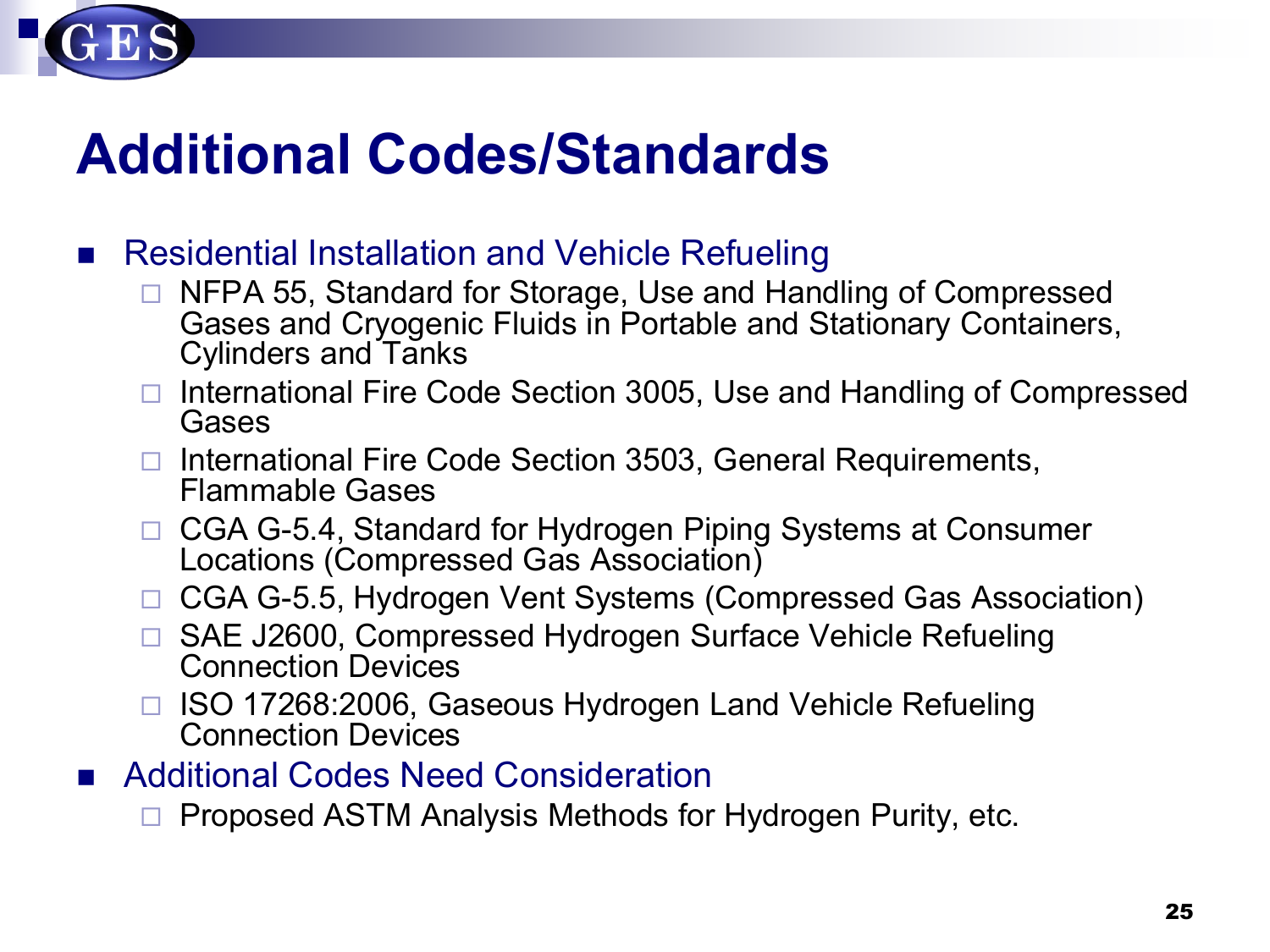# Additional Codes/Standards

- Residential Installation and Vehicle Refueling
  - NFPA 55, Standard for Storage, Use and Handling of Compressed Gases and Cryogenic Fluids in Portable and Stationary Containers, Cylinders and Tanks
  - International Fire Code Section 3005, Use and Handling of Compressed Gases
  - International Fire Code Section 3503, General Requirements, Flammable Gases
  - CGA G-5.4, Standard for Hydrogen Piping Systems at Consumer Locations (Compressed Gas Association)
  - CGA G-5.5, Hydrogen Vent Systems (Compressed Gas Association)
  - SAE J2600, Compressed Hydrogen Surface Vehicle Refueling Connection Devices
  - ISO 17268:2006, Gaseous Hydrogen Land Vehicle Refueling Connection Devices
- Additional Codes Need Consideration
  - Proposed ASTM Analysis Methods for Hydrogen Purity, etc.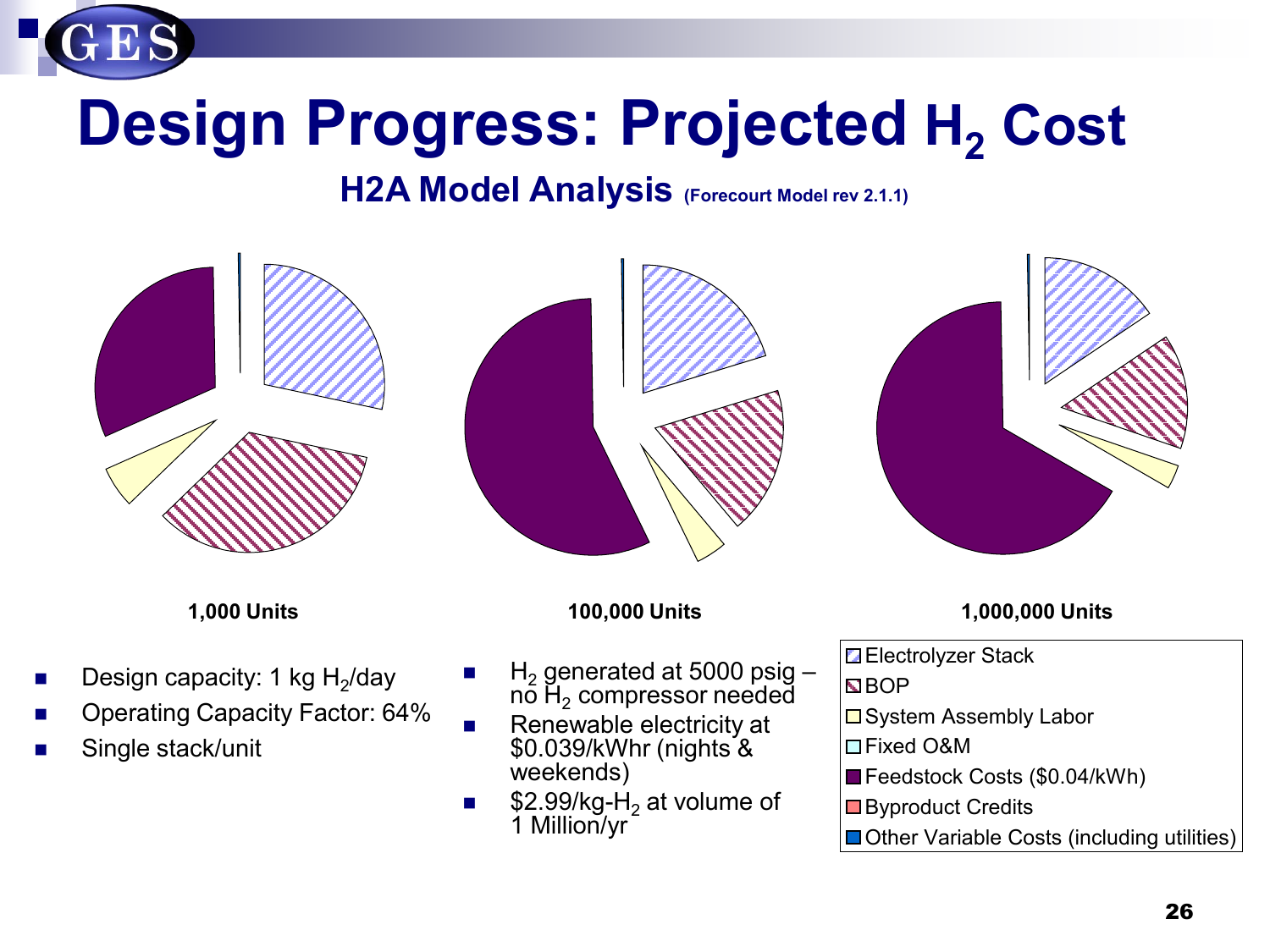# Design Progress: Projected $H_2$ Cost

## H2A Model Analysis (Forecourt Model rev 2.1.1)

**1,000 Units**

**100,000 Units**

**1,000,000 Units**

- Electrolyzer Stack
- BOP
- System Assembly Labor
- Fixed O&M
- Feedstock Costs ($0.04/kWh)
- Byproduct Credits
- Other Variable Costs (including utilities)

- Design capacity: 1 kg $H_2$/day
- Operating Capacity Factor: 64%
- Single stack/unit

- $H_2$ generated at 5000 psig – no $H_2$ compressor needed
- Renewable electricity at $0.039/kWhr (nights & weekends)
- $2.99/kg-$H_2$ at volume of 1 Million/yr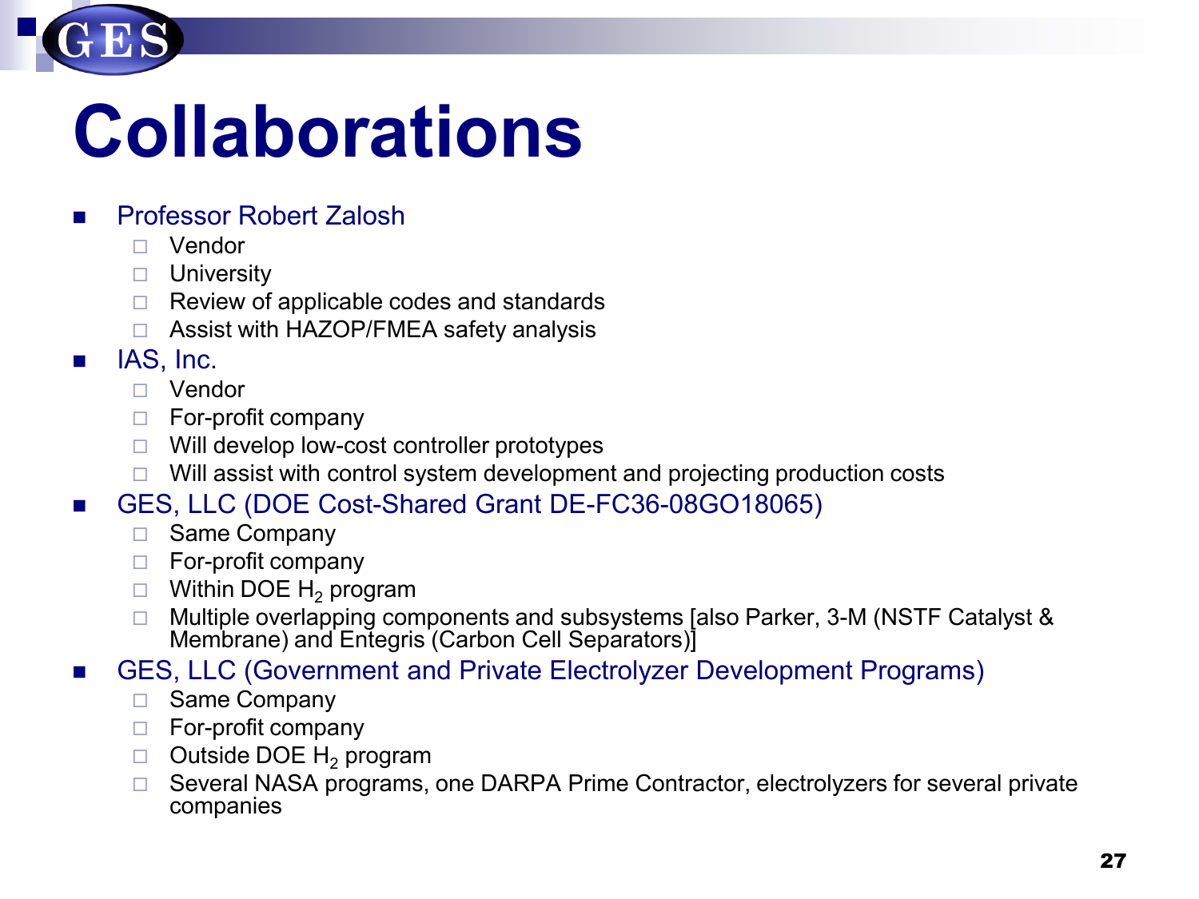# Collaborations

- Professor Robert Zalosh
  - Vendor
  - University
  - Review of applicable codes and standards
  - Assist with HAZOP/FMEA safety analysis
- IAS, Inc.
  - Vendor
  - For-profit company
  - Will develop low-cost controller prototypes
  - Will assist with control system development and projecting production costs
- GES, LLC (DOE Cost-Shared Grant DE-FC36-08GO18065)
  - Same Company
  - For-profit company
  - Within DOE $H_2$ program
  - Multiple overlapping components and subsystems [also Parker, 3-M (NSTF Catalyst & Membrane) and Entegris (Carbon Cell Separators)]
- GES, LLC (Government and Private Electrolyzer Development Programs)
  - Same Company
  - For-profit company
  - Outside DOE $H_2$ program
  - Several NASA programs, one DARPA Prime Contractor, electrolyzers for several private companies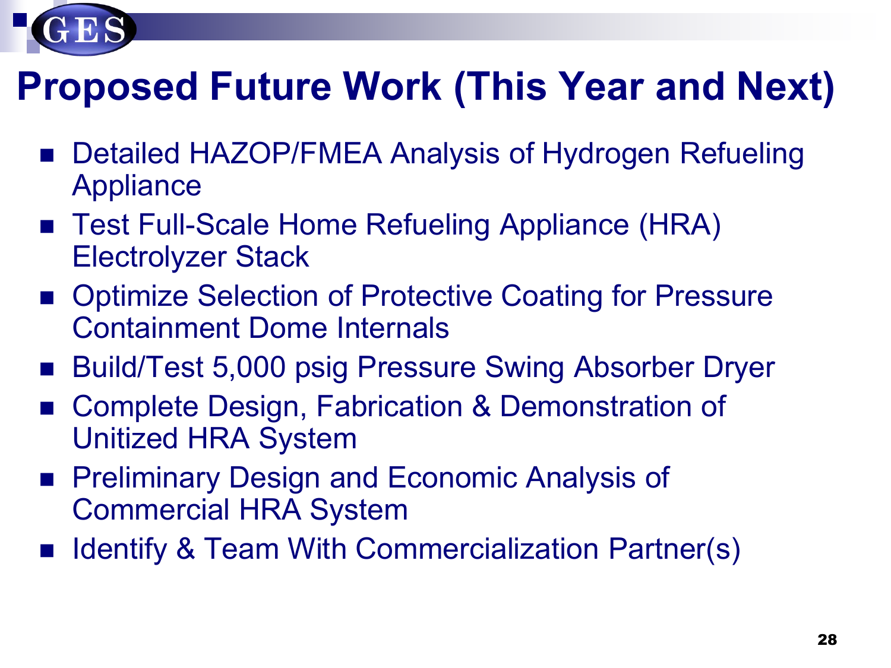# Proposed Future Work (This Year and Next)

- Detailed HAZOP/FMEA Analysis of Hydrogen Refueling Appliance
- Test Full-Scale Home Refueling Appliance (HRA) Electrolyzer Stack
- Optimize Selection of Protective Coating for Pressure Containment Dome Internals
- Build/Test 5,000 psig Pressure Swing Absorber Dryer
- Complete Design, Fabrication & Demonstration of Unitized HRA System
- Preliminary Design and Economic Analysis of Commercial HRA System
- Identify & Team With Commercialization Partner(s)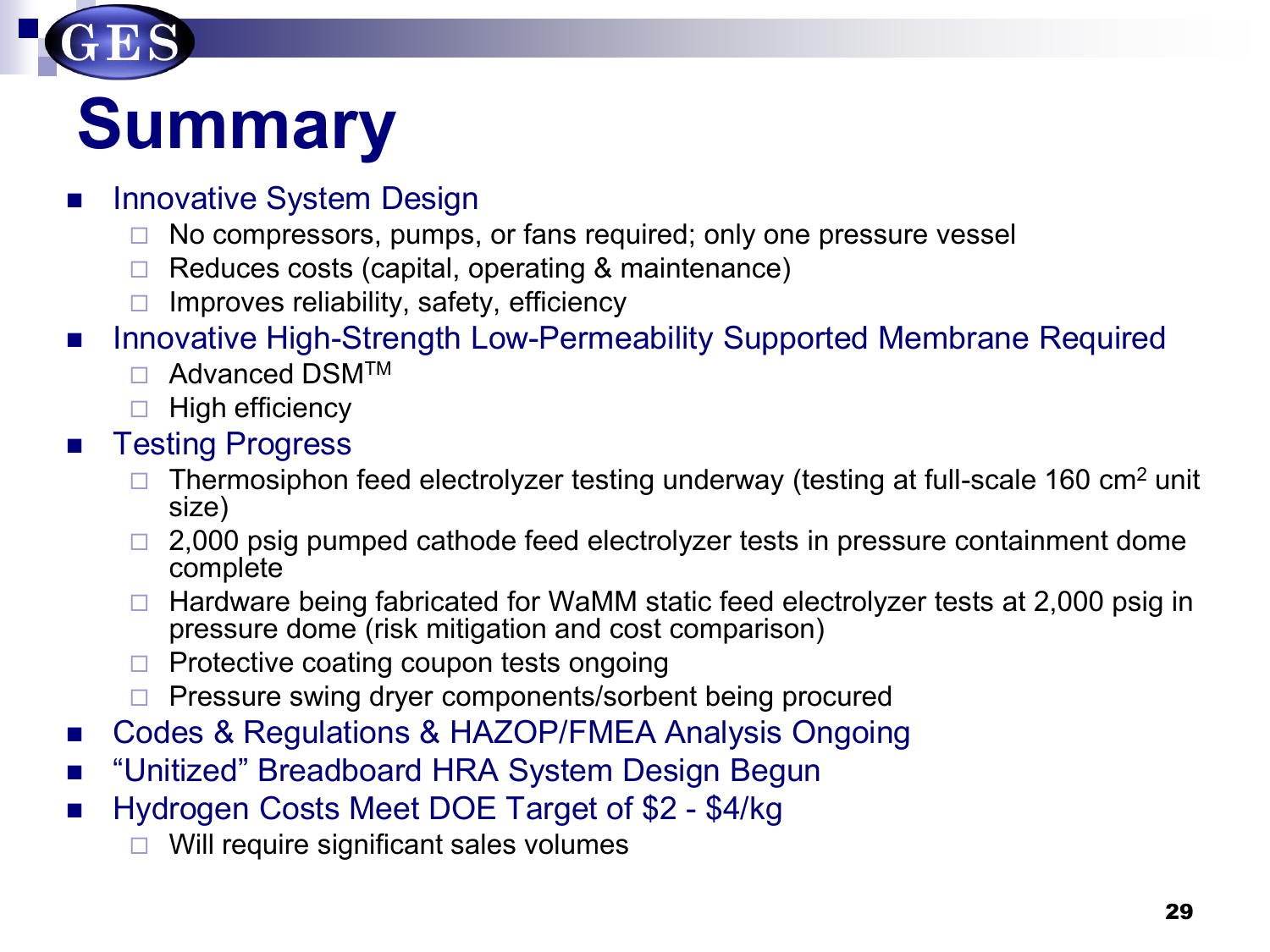# Summary

- Innovative System Design
  - No compressors, pumps, or fans required; only one pressure vessel
  - Reduces costs (capital, operating & maintenance)
  - Improves reliability, safety, efficiency
- Innovative High-Strength Low-Permeability Supported Membrane Required
  - Advanced DSM™
  - High efficiency
- Testing Progress
  - Thermosiphon feed electrolyzer testing underway (testing at full-scale 160 $cm^2$ unit size)
  - 2,000 psig pumped cathode feed electrolyzer tests in pressure containment dome complete
  - Hardware being fabricated for WaMM static feed electrolyzer tests at 2,000 psig in pressure dome (risk mitigation and cost comparison)
  - Protective coating coupon tests ongoing
  - Pressure swing dryer components/sorbent being procured
- Codes & Regulations & HAZOP/FMEA Analysis Ongoing
- "Unitized" Breadboard HRA System Design Begun
- Hydrogen Costs Meet DOE Target of $2 - $4/kg
  - Will require significant sales volumes